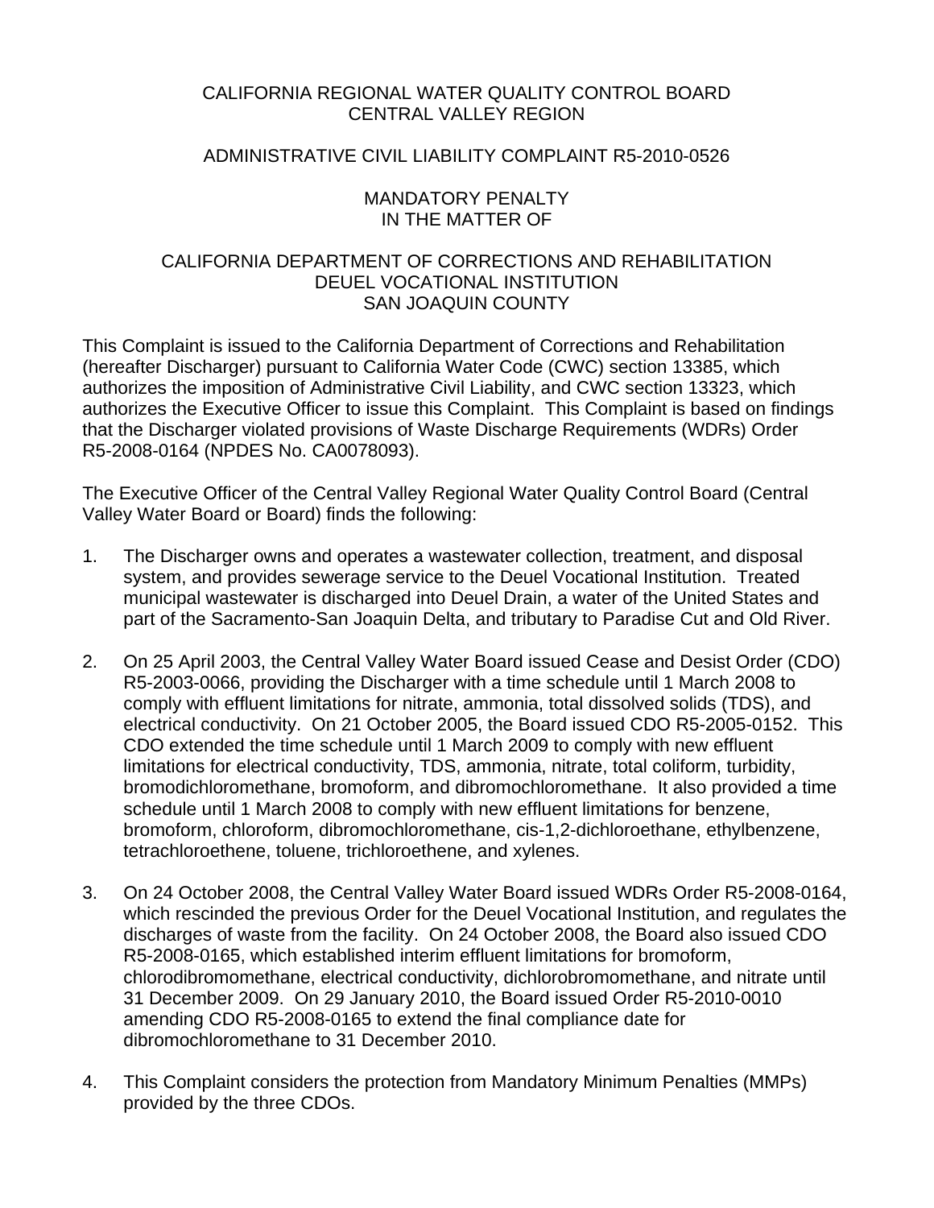CALIFORNIA REGIONAL WATER QUALITY CONTROL BOARD
CENTRAL VALLEY REGION

ADMINISTRATIVE CIVIL LIABILITY COMPLAINT R5-2010-0526

MANDATORY PENALTY
IN THE MATTER OF

CALIFORNIA DEPARTMENT OF CORRECTIONS AND REHABILITATION
DEUEL VOCATIONAL INSTITUTION
SAN JOAQUIN COUNTY

This Complaint is issued to the California Department of Corrections and Rehabilitation (hereafter Discharger) pursuant to California Water Code (CWC) section 13385, which authorizes the imposition of Administrative Civil Liability, and CWC section 13323, which authorizes the Executive Officer to issue this Complaint. This Complaint is based on findings that the Discharger violated provisions of Waste Discharge Requirements (WDRs) Order R5-2008-0164 (NPDES No. CA0078093).

The Executive Officer of the Central Valley Regional Water Quality Control Board (Central Valley Water Board or Board) finds the following:

1. The Discharger owns and operates a wastewater collection, treatment, and disposal system, and provides sewerage service to the Deuel Vocational Institution. Treated municipal wastewater is discharged into Deuel Drain, a water of the United States and part of the Sacramento-San Joaquin Delta, and tributary to Paradise Cut and Old River.

2. On 25 April 2003, the Central Valley Water Board issued Cease and Desist Order (CDO) R5-2003-0066, providing the Discharger with a time schedule until 1 March 2008 to comply with effluent limitations for nitrate, ammonia, total dissolved solids (TDS), and electrical conductivity. On 21 October 2005, the Board issued CDO R5-2005-0152. This CDO extended the time schedule until 1 March 2009 to comply with new effluent limitations for electrical conductivity, TDS, ammonia, nitrate, total coliform, turbidity, bromodichloromethane, bromoform, and dibromochloromethane. It also provided a time schedule until 1 March 2008 to comply with new effluent limitations for benzene, bromoform, chloroform, dibromochloromethane, cis-1,2-dichloroethane, ethylbenzene, tetrachloroethene, toluene, trichloroethene, and xylenes.

3. On 24 October 2008, the Central Valley Water Board issued WDRs Order R5-2008-0164, which rescinded the previous Order for the Deuel Vocational Institution, and regulates the discharges of waste from the facility. On 24 October 2008, the Board also issued CDO R5-2008-0165, which established interim effluent limitations for bromoform, chlorodibromomethane, electrical conductivity, dichlorobromomethane, and nitrate until 31 December 2009. On 29 January 2010, the Board issued Order R5-2010-0010 amending CDO R5-2008-0165 to extend the final compliance date for dibromochloromethane to 31 December 2010.

4. This Complaint considers the protection from Mandatory Minimum Penalties (MMPs) provided by the three CDOs.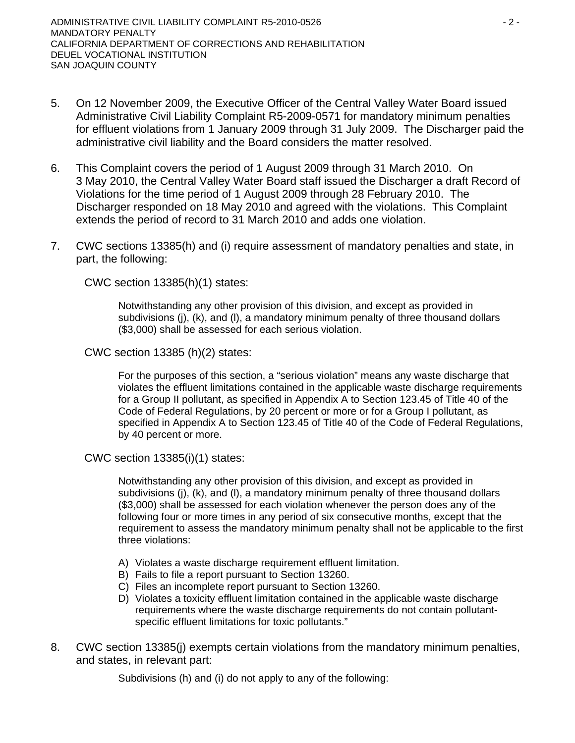5. On 12 November 2009, the Executive Officer of the Central Valley Water Board issued Administrative Civil Liability Complaint R5-2009-0571 for mandatory minimum penalties for effluent violations from 1 January 2009 through 31 July 2009. The Discharger paid the administrative civil liability and the Board considers the matter resolved.

6. This Complaint covers the period of 1 August 2009 through 31 March 2010. On 3 May 2010, the Central Valley Water Board staff issued the Discharger a draft Record of Violations for the time period of 1 August 2009 through 28 February 2010. The Discharger responded on 18 May 2010 and agreed with the violations. This Complaint extends the period of record to 31 March 2010 and adds one violation.

7. CWC sections 13385(h) and (i) require assessment of mandatory penalties and state, in part, the following:

   CWC section 13385(h)(1) states:

   > Notwithstanding any other provision of this division, and except as provided in subdivisions (j), (k), and (l), a mandatory minimum penalty of three thousand dollars ($3,000) shall be assessed for each serious violation.

   CWC section 13385 (h)(2) states:

   > For the purposes of this section, a "serious violation" means any waste discharge that violates the effluent limitations contained in the applicable waste discharge requirements for a Group II pollutant, as specified in Appendix A to Section 123.45 of Title 40 of the Code of Federal Regulations, by 20 percent or more or for a Group I pollutant, as specified in Appendix A to Section 123.45 of Title 40 of the Code of Federal Regulations, by 40 percent or more.

   CWC section 13385(i)(1) states:

   > Notwithstanding any other provision of this division, and except as provided in subdivisions (j), (k), and (l), a mandatory minimum penalty of three thousand dollars ($3,000) shall be assessed for each violation whenever the person does any of the following four or more times in any period of six consecutive months, except that the requirement to assess the mandatory minimum penalty shall not be applicable to the first three violations:
   >
   > A) Violates a waste discharge requirement effluent limitation.
   > B) Fails to file a report pursuant to Section 13260.
   > C) Files an incomplete report pursuant to Section 13260.
   > D) Violates a toxicity effluent limitation contained in the applicable waste discharge requirements where the waste discharge requirements do not contain pollutant-specific effluent limitations for toxic pollutants."

8. CWC section 13385(j) exempts certain violations from the mandatory minimum penalties, and states, in relevant part:

   > Subdivisions (h) and (i) do not apply to any of the following: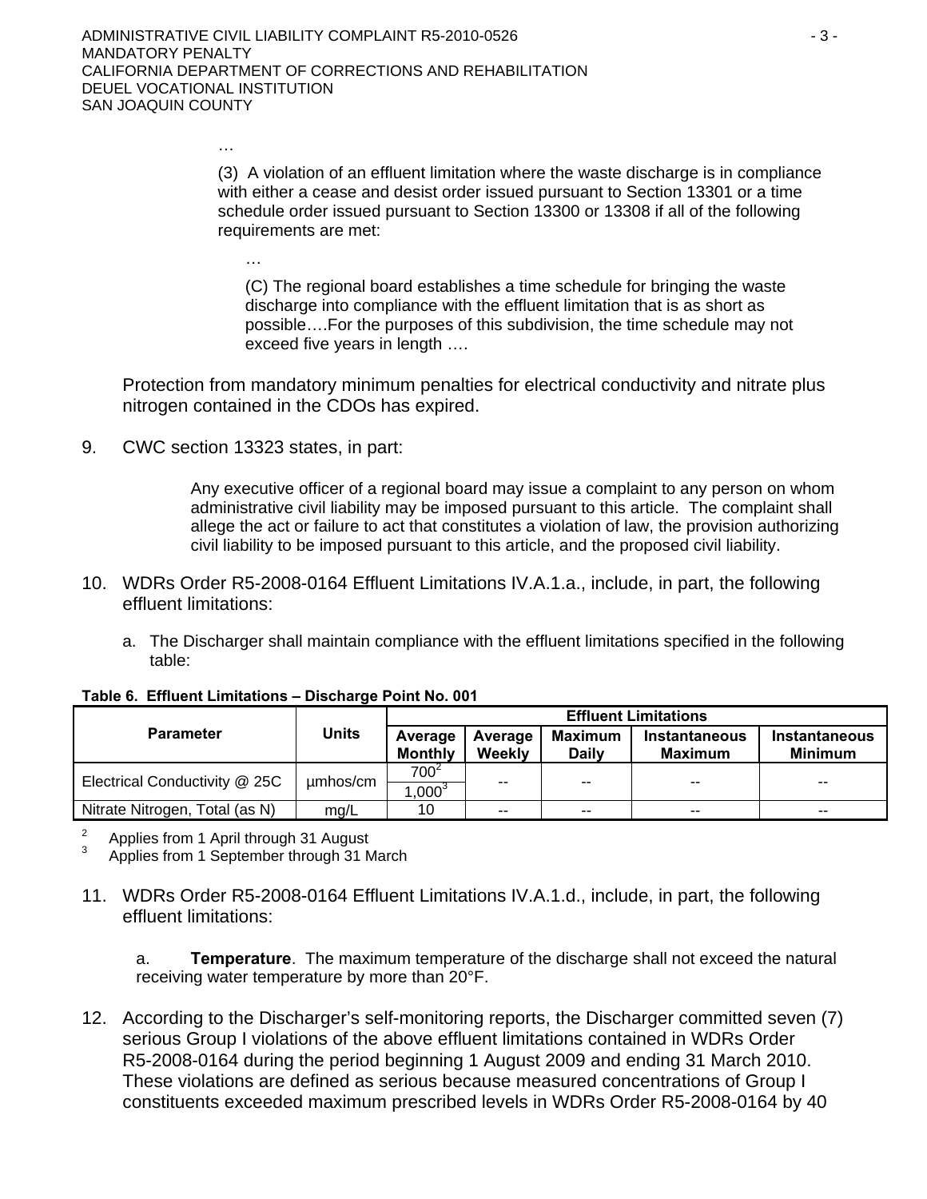…

(3) A violation of an effluent limitation where the waste discharge is in compliance with either a cease and desist order issued pursuant to Section 13301 or a time schedule order issued pursuant to Section 13300 or 13308 if all of the following requirements are met:

…

(C) The regional board establishes a time schedule for bringing the waste discharge into compliance with the effluent limitation that is as short as possible….For the purposes of this subdivision, the time schedule may not exceed five years in length ….

Protection from mandatory minimum penalties for electrical conductivity and nitrate plus nitrogen contained in the CDOs has expired.

9. CWC section 13323 states, in part:

   Any executive officer of a regional board may issue a complaint to any person on whom administrative civil liability may be imposed pursuant to this article. The complaint shall allege the act or failure to act that constitutes a violation of law, the provision authorizing civil liability to be imposed pursuant to this article, and the proposed civil liability.

10. WDRs Order R5-2008-0164 Effluent Limitations IV.A.1.a., include, in part, the following effluent limitations:

    a. The Discharger shall maintain compliance with the effluent limitations specified in the following table:

**Table 6. Effluent Limitations – Discharge Point No. 001**

| Parameter | Units | Effluent Limitations | | | | |
|---|---|---|---|---|---|---|
| | | Average Monthly | Average Weekly | Maximum Daily | Instantaneous Maximum | Instantaneous Minimum |
| Electrical Conductivity @ 25C | µmhos/cm | 700[2] / 1,000[3] | -- | -- | -- | -- |
| Nitrate Nitrogen, Total (as N) | mg/L | 10 | -- | -- | -- | -- |

[2] Applies from 1 April through 31 August
[3] Applies from 1 September through 31 March

11. WDRs Order R5-2008-0164 Effluent Limitations IV.A.1.d., include, in part, the following effluent limitations:

    a. **Temperature**. The maximum temperature of the discharge shall not exceed the natural receiving water temperature by more than 20°F.

12. According to the Discharger's self-monitoring reports, the Discharger committed seven (7) serious Group I violations of the above effluent limitations contained in WDRs Order R5-2008-0164 during the period beginning 1 August 2009 and ending 31 March 2010. These violations are defined as serious because measured concentrations of Group I constituents exceeded maximum prescribed levels in WDRs Order R5-2008-0164 by 40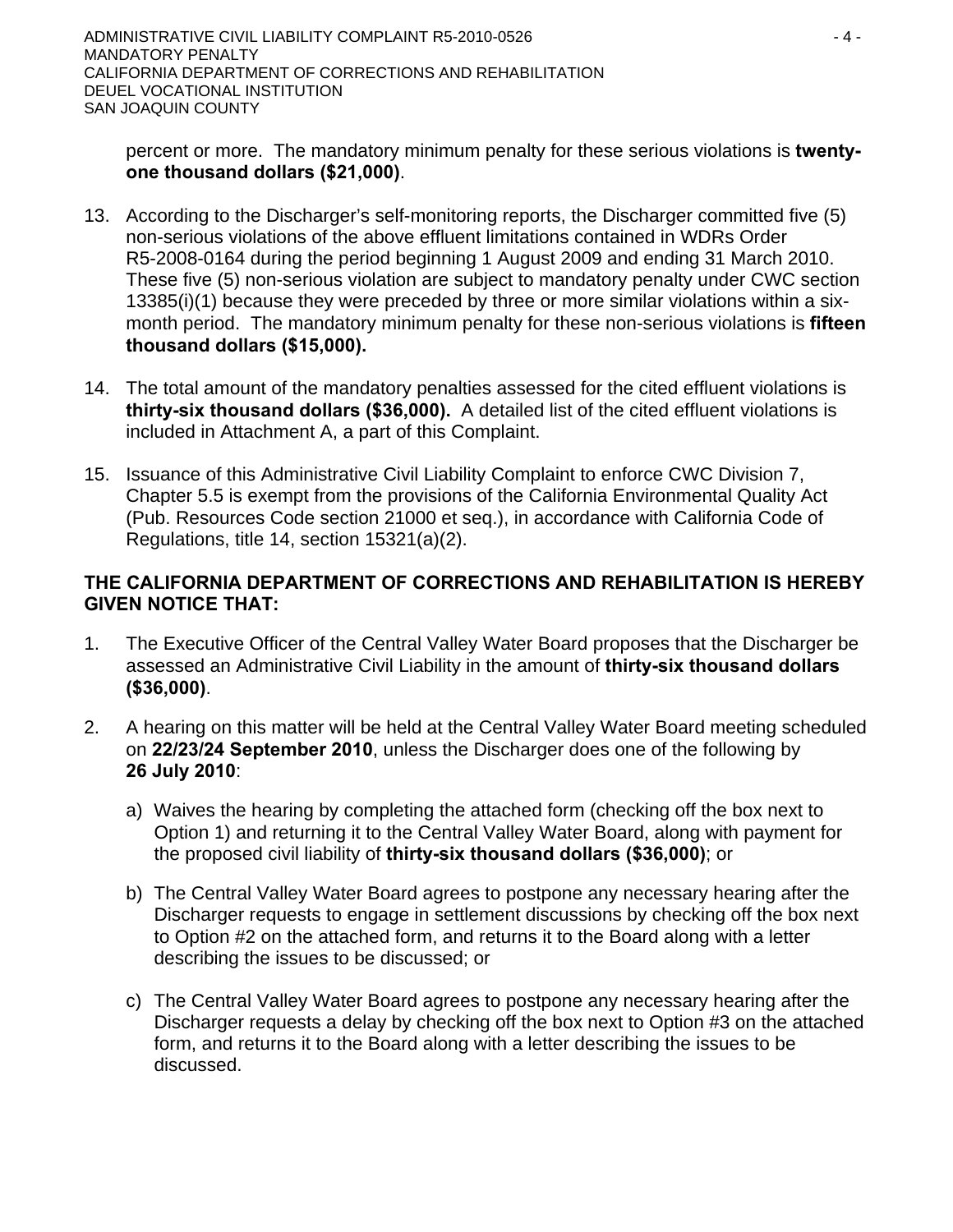percent or more. The mandatory minimum penalty for these serious violations is **twenty-one thousand dollars ($21,000)**.

13. According to the Discharger's self-monitoring reports, the Discharger committed five (5) non-serious violations of the above effluent limitations contained in WDRs Order R5-2008-0164 during the period beginning 1 August 2009 and ending 31 March 2010. These five (5) non-serious violation are subject to mandatory penalty under CWC section 13385(i)(1) because they were preceded by three or more similar violations within a six-month period. The mandatory minimum penalty for these non-serious violations is **fifteen thousand dollars ($15,000).**

14. The total amount of the mandatory penalties assessed for the cited effluent violations is **thirty-six thousand dollars ($36,000).** A detailed list of the cited effluent violations is included in Attachment A, a part of this Complaint.

15. Issuance of this Administrative Civil Liability Complaint to enforce CWC Division 7, Chapter 5.5 is exempt from the provisions of the California Environmental Quality Act (Pub. Resources Code section 21000 et seq.), in accordance with California Code of Regulations, title 14, section 15321(a)(2).

**THE CALIFORNIA DEPARTMENT OF CORRECTIONS AND REHABILITATION IS HEREBY GIVEN NOTICE THAT:**

1. The Executive Officer of the Central Valley Water Board proposes that the Discharger be assessed an Administrative Civil Liability in the amount of **thirty-six thousand dollars ($36,000)**.

2. A hearing on this matter will be held at the Central Valley Water Board meeting scheduled on **22/23/24 September 2010**, unless the Discharger does one of the following by **26 July 2010**:

   a) Waives the hearing by completing the attached form (checking off the box next to Option 1) and returning it to the Central Valley Water Board, along with payment for the proposed civil liability of **thirty-six thousand dollars ($36,000)**; or

   b) The Central Valley Water Board agrees to postpone any necessary hearing after the Discharger requests to engage in settlement discussions by checking off the box next to Option #2 on the attached form, and returns it to the Board along with a letter describing the issues to be discussed; or

   c) The Central Valley Water Board agrees to postpone any necessary hearing after the Discharger requests a delay by checking off the box next to Option #3 on the attached form, and returns it to the Board along with a letter describing the issues to be discussed.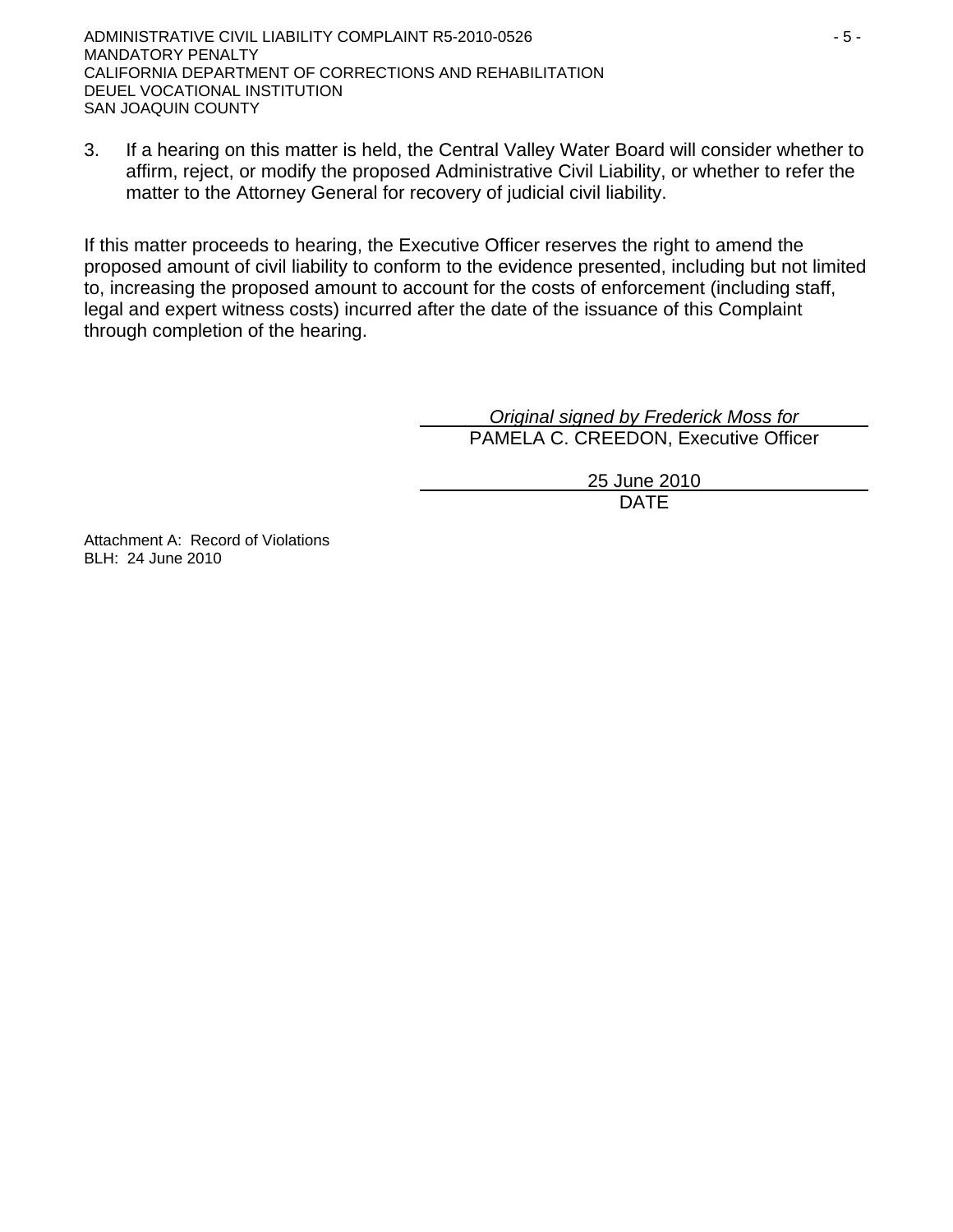3. If a hearing on this matter is held, the Central Valley Water Board will consider whether to affirm, reject, or modify the proposed Administrative Civil Liability, or whether to refer the matter to the Attorney General for recovery of judicial civil liability.

If this matter proceeds to hearing, the Executive Officer reserves the right to amend the proposed amount of civil liability to conform to the evidence presented, including but not limited to, increasing the proposed amount to account for the costs of enforcement (including staff, legal and expert witness costs) incurred after the date of the issuance of this Complaint through completion of the hearing.

*Original signed by Frederick Moss for*
PAMELA C. CREEDON, Executive Officer

25 June 2010
DATE

Attachment A: Record of Violations
BLH: 24 June 2010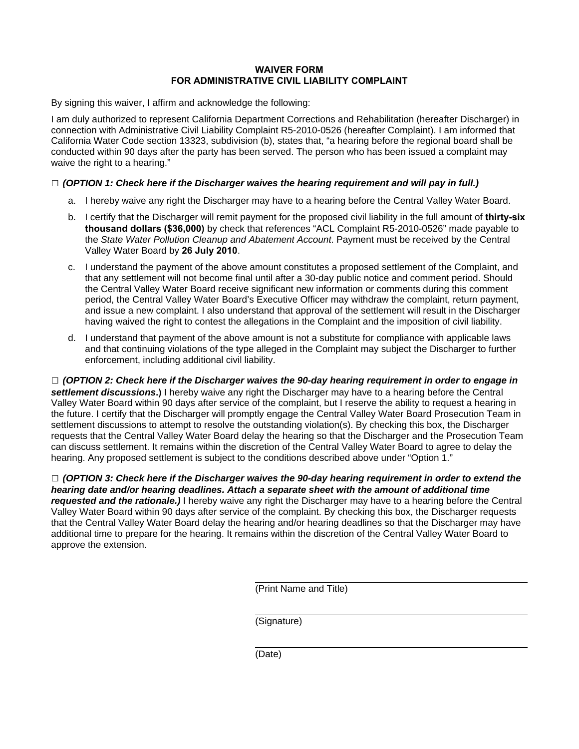**WAIVER FORM**
**FOR ADMINISTRATIVE CIVIL LIABILITY COMPLAINT**

By signing this waiver, I affirm and acknowledge the following:

I am duly authorized to represent California Department Corrections and Rehabilitation (hereafter Discharger) in connection with Administrative Civil Liability Complaint R5-2010-0526 (hereafter Complaint). I am informed that California Water Code section 13323, subdivision (b), states that, "a hearing before the regional board shall be conducted within 90 days after the party has been served. The person who has been issued a complaint may waive the right to a hearing."

□ ***(OPTION 1: Check here if the Discharger waives the hearing requirement and will pay in full.)***

a. I hereby waive any right the Discharger may have to a hearing before the Central Valley Water Board.

b. I certify that the Discharger will remit payment for the proposed civil liability in the full amount of **thirty-six thousand dollars ($36,000)** by check that references "ACL Complaint R5-2010-0526" made payable to the *State Water Pollution Cleanup and Abatement Account*. Payment must be received by the Central Valley Water Board by **26 July 2010**.

c. I understand the payment of the above amount constitutes a proposed settlement of the Complaint, and that any settlement will not become final until after a 30-day public notice and comment period. Should the Central Valley Water Board receive significant new information or comments during this comment period, the Central Valley Water Board's Executive Officer may withdraw the complaint, return payment, and issue a new complaint. I also understand that approval of the settlement will result in the Discharger having waived the right to contest the allegations in the Complaint and the imposition of civil liability.

d. I understand that payment of the above amount is not a substitute for compliance with applicable laws and that continuing violations of the type alleged in the Complaint may subject the Discharger to further enforcement, including additional civil liability.

□ ***(OPTION 2: Check here if the Discharger waives the 90-day hearing requirement in order to engage in settlement discussions*.)** I hereby waive any right the Discharger may have to a hearing before the Central Valley Water Board within 90 days after service of the complaint, but I reserve the ability to request a hearing in the future. I certify that the Discharger will promptly engage the Central Valley Water Board Prosecution Team in settlement discussions to attempt to resolve the outstanding violation(s). By checking this box, the Discharger requests that the Central Valley Water Board delay the hearing so that the Discharger and the Prosecution Team can discuss settlement. It remains within the discretion of the Central Valley Water Board to agree to delay the hearing. Any proposed settlement is subject to the conditions described above under "Option 1."

□ ***(OPTION 3: Check here if the Discharger waives the 90-day hearing requirement in order to extend the hearing date and/or hearing deadlines. Attach a separate sheet with the amount of additional time requested and the rationale.)*** I hereby waive any right the Discharger may have to a hearing before the Central Valley Water Board within 90 days after service of the complaint. By checking this box, the Discharger requests that the Central Valley Water Board delay the hearing and/or hearing deadlines so that the Discharger may have additional time to prepare for the hearing. It remains within the discretion of the Central Valley Water Board to approve the extension.

\_\_\_\_\_\_\_\_\_\_\_\_\_\_\_\_\_\_\_\_\_\_\_\_\_\_\_\_\_\_\_\_\_\_\_\_
(Print Name and Title)

\_\_\_\_\_\_\_\_\_\_\_\_\_\_\_\_\_\_\_\_\_\_\_\_\_\_\_\_\_\_\_\_\_\_\_\_
(Signature)

\_\_\_\_\_\_\_\_\_\_\_\_\_\_\_\_\_\_\_\_\_\_\_\_\_\_\_\_\_\_\_\_\_\_\_\_
(Date)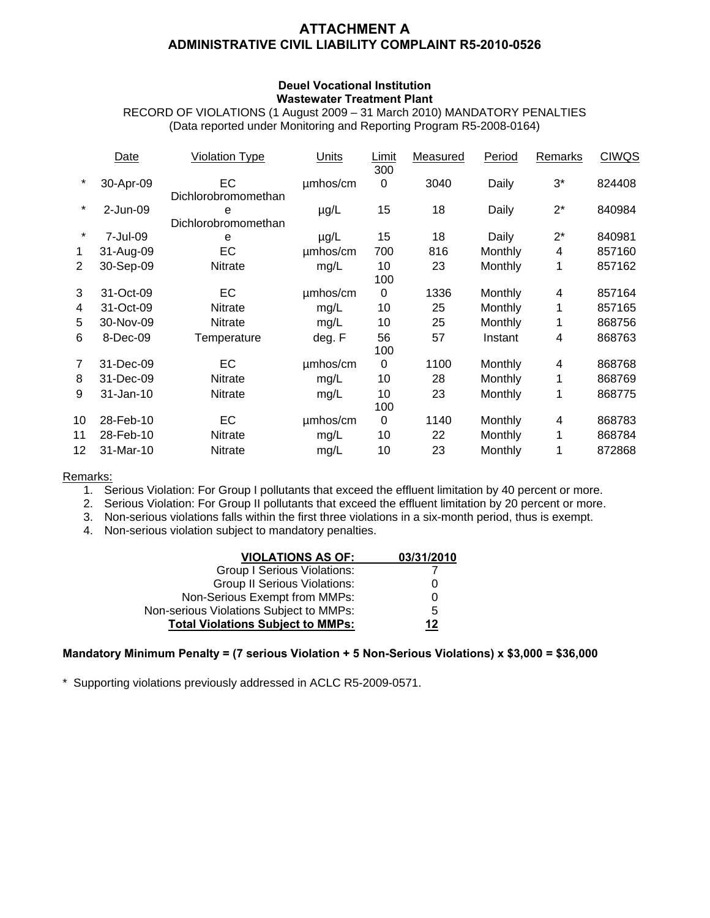# ATTACHMENT A
## ADMINISTRATIVE CIVIL LIABILITY COMPLAINT R5-2010-0526

**Deuel Vocational Institution**
**Wastewater Treatment Plant**
RECORD OF VIOLATIONS (1 August 2009 – 31 March 2010) MANDATORY PENALTIES
(Data reported under Monitoring and Reporting Program R5-2008-0164)

| | Date | Violation Type | Units | Limit | Measured | Period | Remarks | CIWQS |
|---|---|---|---|---|---|---|---|---|
| * | 30-Apr-09 | EC | µmhos/cm | 3000 | 3040 | Daily | 3* | 824408 |
| * | 2-Jun-09 | Dichlorobromomethane | µg/L | 15 | 18 | Daily | 2* | 840984 |
| * | 7-Jul-09 | Dichlorobromomethane | µg/L | 15 | 18 | Daily | 2* | 840981 |
| 1 | 31-Aug-09 | EC | µmhos/cm | 700 | 816 | Monthly | 4 | 857160 |
| 2 | 30-Sep-09 | Nitrate | mg/L | 10 | 23 | Monthly | 1 | 857162 |
| 3 | 31-Oct-09 | EC | µmhos/cm | 1000 | 1336 | Monthly | 4 | 857164 |
| 4 | 31-Oct-09 | Nitrate | mg/L | 10 | 25 | Monthly | 1 | 857165 |
| 5 | 30-Nov-09 | Nitrate | mg/L | 10 | 25 | Monthly | 1 | 868756 |
| 6 | 8-Dec-09 | Temperature | deg. F | 56 | 57 | Instant | 4 | 868763 |
| 7 | 31-Dec-09 | EC | µmhos/cm | 1000 | 1100 | Monthly | 4 | 868768 |
| 8 | 31-Dec-09 | Nitrate | mg/L | 10 | 28 | Monthly | 1 | 868769 |
| 9 | 31-Jan-10 | Nitrate | mg/L | 10 | 23 | Monthly | 1 | 868775 |
| 10 | 28-Feb-10 | EC | µmhos/cm | 1000 | 1140 | Monthly | 4 | 868783 |
| 11 | 28-Feb-10 | Nitrate | mg/L | 10 | 22 | Monthly | 1 | 868784 |
| 12 | 31-Mar-10 | Nitrate | mg/L | 10 | 23 | Monthly | 1 | 872868 |

Remarks:

1. Serious Violation: For Group I pollutants that exceed the effluent limitation by 40 percent or more.
2. Serious Violation: For Group II pollutants that exceed the effluent limitation by 20 percent or more.
3. Non-serious violations falls within the first three violations in a six-month period, thus is exempt.
4. Non-serious violation subject to mandatory penalties.

| **VIOLATIONS AS OF:** | **03/31/2010** |
|---|---|
| Group I Serious Violations: | 7 |
| Group II Serious Violations: | 0 |
| Non-Serious Exempt from MMPs: | 0 |
| Non-serious Violations Subject to MMPs: | 5 |
| **Total Violations Subject to MMPs:** | **12** |

**Mandatory Minimum Penalty = (7 serious Violation + 5 Non-Serious Violations) x $3,000 = $36,000**

\* Supporting violations previously addressed in ACLC R5-2009-0571.